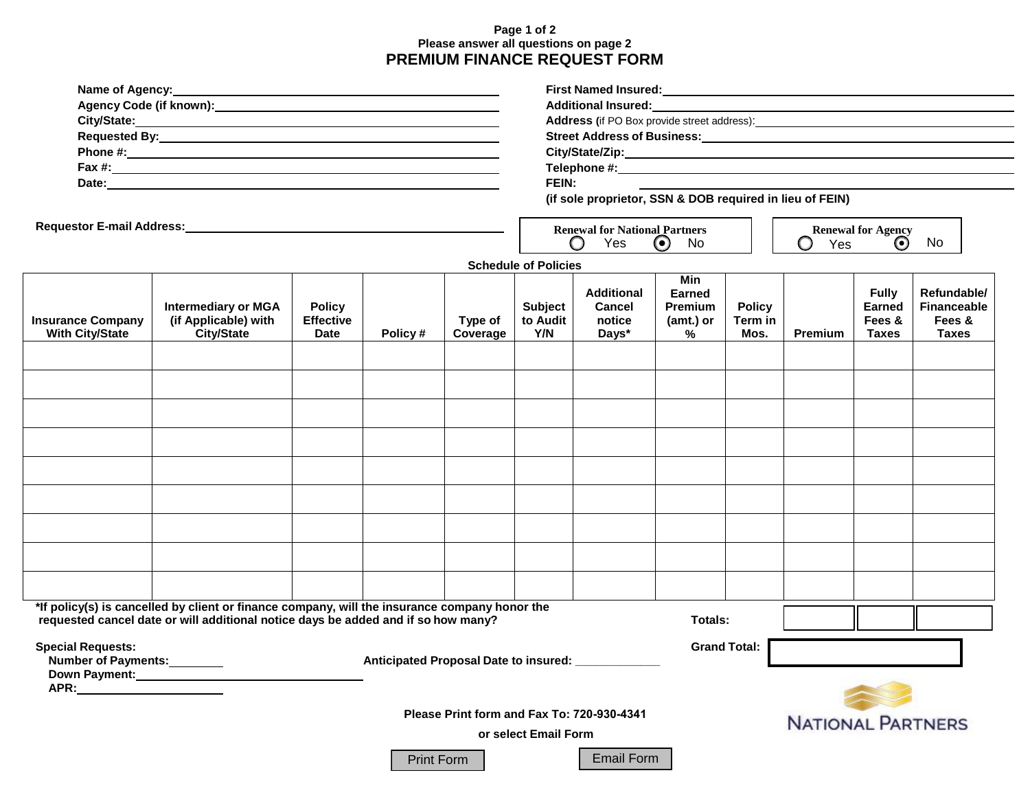Please answer all questions on page 2

# PREMIUM FINANCE REQUEST FORM

**Name of Agency:** ______________________________

**Agency Code (if known):** ______________________________

**City/State:** ______________________________

**Requested By:** ______________________________

**Phone #:** ______________________________

**Fax #:** ______________________________

**Date:** ______________________________

**First Named Insured:** ______________________________

**Additional Insured:** ______________________________

**Address (**if PO Box provide street address): ______________________________

**Street Address of Business:** ______________________________

**City/State/Zip:** ______________________________

**Telephone #:** ______________________________

**FEIN:** ______________________________

**(if sole proprietor, SSN & DOB required in lieu of FEIN)**

**Requestor E-mail Address:** ______________________________

**Renewal for National Partners** ○ Yes ◉ No

**Renewal for Agency** ○ Yes ◉ No

### Schedule of Policies

| Insurance Company With City/State | Intermediary or MGA (if Applicable) with City/State | Policy Effective Date | Policy # | Type of Coverage | Subject to Audit Y/N | Additional Cancel notice Days* | Min Earned Premium (amt.) or % | Policy Term in Mos. | Premium | Fully Earned Fees & Taxes | Refundable/ Financeable Fees & Taxes |
|---|---|---|---|---|---|---|---|---|---|---|---|
| | | | | | | | | | | | |
| | | | | | | | | | | | |
| | | | | | | | | | | | |
| | | | | | | | | | | | |
| | | | | | | | | | | | |
| | | | | | | | | | | | |
| | | | | | | | | | | | |
| | | | | | | | | | | | |
| | | | | | | | | | | | |
| | | | | | | | **Totals:** | | | | |

***If policy(s) is cancelled by client or finance company, will the insurance company honor the requested cancel date or will additional notice days be added and if so how many?**

**Grand Total:** ______________________________

**Special Requests:**

**Number of Payments:** ________

**Down Payment:** ______________________________

**APR:** ______________________________

**Anticipated Proposal Date to insured:** _____________

**Please Print form and Fax To: 720-930-4341**

**or select Email Form**

Print Form | Email Form

NATIONAL PARTNERS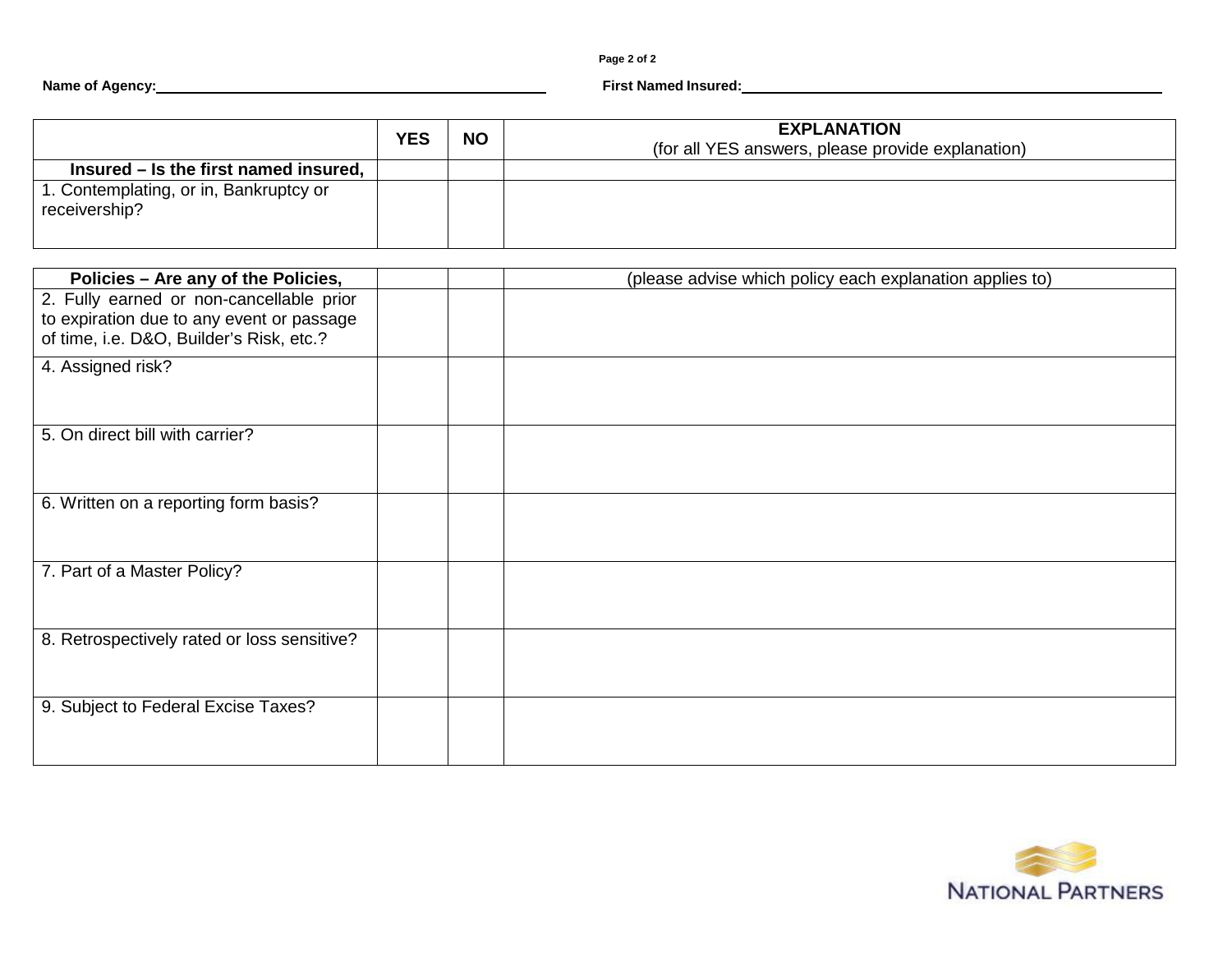Name of Agency: ______________________ First Named Insured: ______________________

| | YES | NO | EXPLANATION (for all YES answers, please provide explanation) |
|---|---|---|---|
| **Insured – Is the first named insured,** | | | |
| 1. Contemplating, or in, Bankruptcy or receivership? | | | |

| **Policies – Are any of the Policies,** | | | (please advise which policy each explanation applies to) |
|---|---|---|---|
| 2. Fully earned or non-cancellable prior to expiration due to any event or passage of time, i.e. D&O, Builder's Risk, etc.? | | | |
| 4. Assigned risk? | | | |
| 5. On direct bill with carrier? | | | |
| 6. Written on a reporting form basis? | | | |
| 7. Part of a Master Policy? | | | |
| 8. Retrospectively rated or loss sensitive? | | | |
| 9. Subject to Federal Excise Taxes? | | | |

NATIONAL PARTNERS